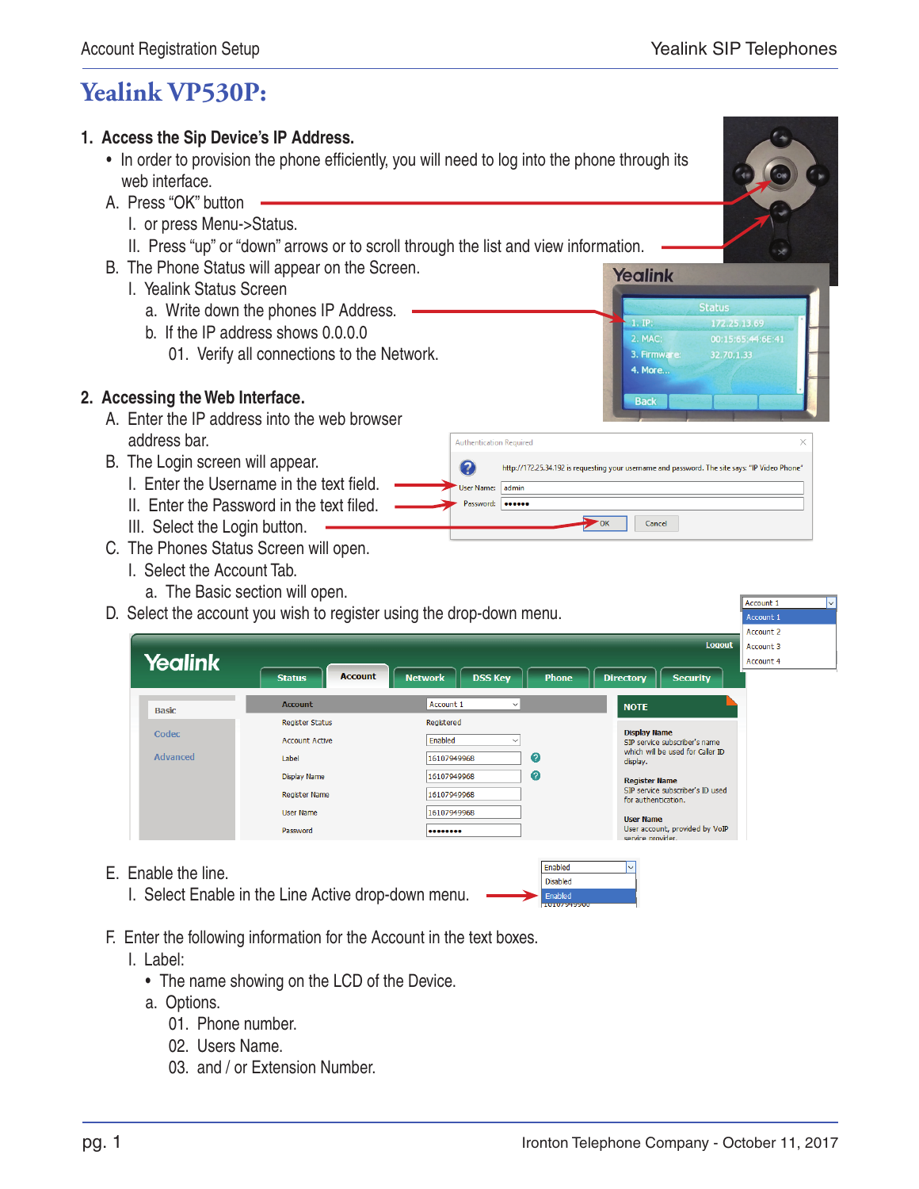# Yealink VP530P:

1. **Access the Sip Device's IP Address.**
   - In order to provision the phone efficiently, you will need to log into the phone through its web interface.

   A. Press "OK" button

      I. or press Menu->Status.

      II. Press "up" or "down" arrows or to scroll through the list and view information.

   B. The Phone Status will appear on the Screen.

      I. Yealink Status Screen

         a. Write down the phones IP Address.

         b. If the IP address shows 0.0.0.0

            01. Verify all connections to the Network.

2. **Accessing the Web Interface.**

   A. Enter the IP address into the web browser address bar.

   B. The Login screen will appear.

      I. Enter the Username in the text field.

      II. Enter the Password in the text filed.

      III. Select the Login button.

   C. The Phones Status Screen will open.

      I. Select the Account Tab.

         a. The Basic section will open.

   D. Select the account you wish to register using the drop-down menu.

   E. Enable the line.

      I. Select Enable in the Line Active drop-down menu.

   F. Enter the following information for the Account in the text boxes.

      I. Label:

         - The name showing on the LCD of the Device.

         a. Options.

            01. Phone number.

            02. Users Name.

            03. and / or Extension Number.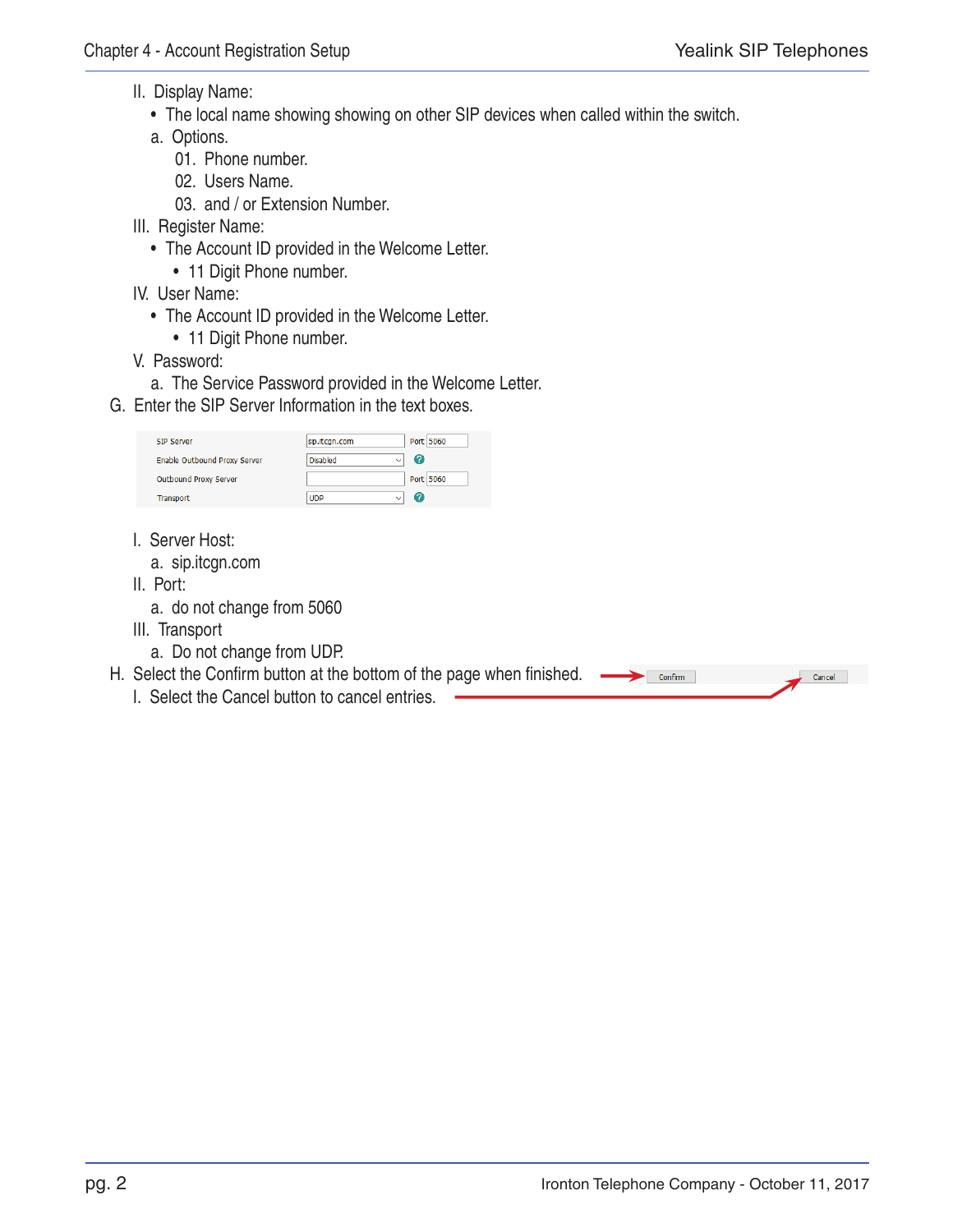II. Display Name:
- The local name showing showing on other SIP devices when called within the switch.

a. Options.

01. Phone number.
02. Users Name.
03. and / or Extension Number.

III. Register Name:
- The Account ID provided in the Welcome Letter.
  - 11 Digit Phone number.

IV. User Name:
- The Account ID provided in the Welcome Letter.
  - 11 Digit Phone number.

V. Password:

a. The Service Password provided in the Welcome Letter.

G. Enter the SIP Server Information in the text boxes.

| | | | |
|---|---|---|---|
| SIP Server | sip.itcgn.com | Port | 5060 |
| Enable Outbound Proxy Server | Disabled | | |
| Outbound Proxy Server | | Port | 5060 |
| Transport | UDP | | |

I. Server Host:

a. sip.itcgn.com

II. Port:

a. do not change from 5060

III. Transport

a. Do not change from UDP.

H. Select the Confirm button at the bottom of the page when finished.

I. Select the Cancel button to cancel entries.

Confirm Cancel